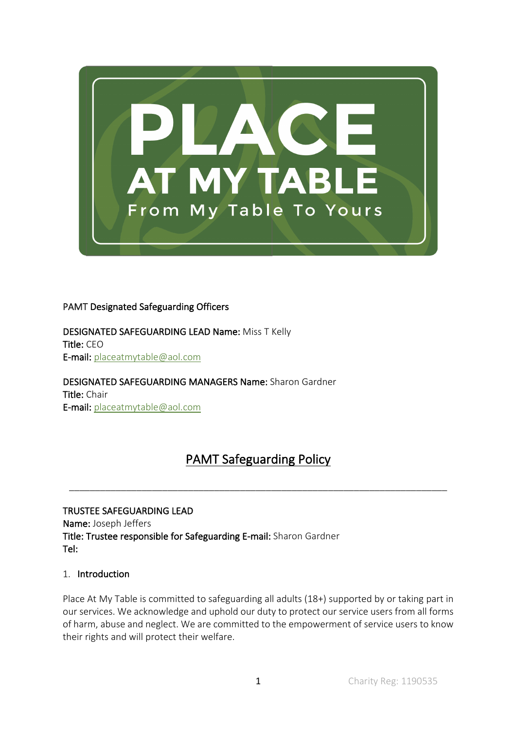PAMT **Designated Safeguarding Officers**

**DESIGNATED SAFEGUARDING LEAD Name:** Miss T Kelly
**Title:** CEO
**E-mail:** placeatmytable@aol.com

**DESIGNATED SAFEGUARDING MANAGERS Name:** Sharon Gardner
**Title:** Chair
**E-mail:** placeatmytable@aol.com

# PAMT Safeguarding Policy

---

TRUSTEE SAFEGUARDING LEAD
**Name:** Joseph Jeffers
**Title: Trustee responsible for Safeguarding E-mail:** Sharon Gardner
**Tel:**

## 1. Introduction

Place At My Table is committed to safeguarding all adults (18+) supported by or taking part in our services. We acknowledge and uphold our duty to protect our service users from all forms of harm, abuse and neglect. We are committed to the empowerment of service users to know their rights and will protect their welfare.

Charity Reg: 1190535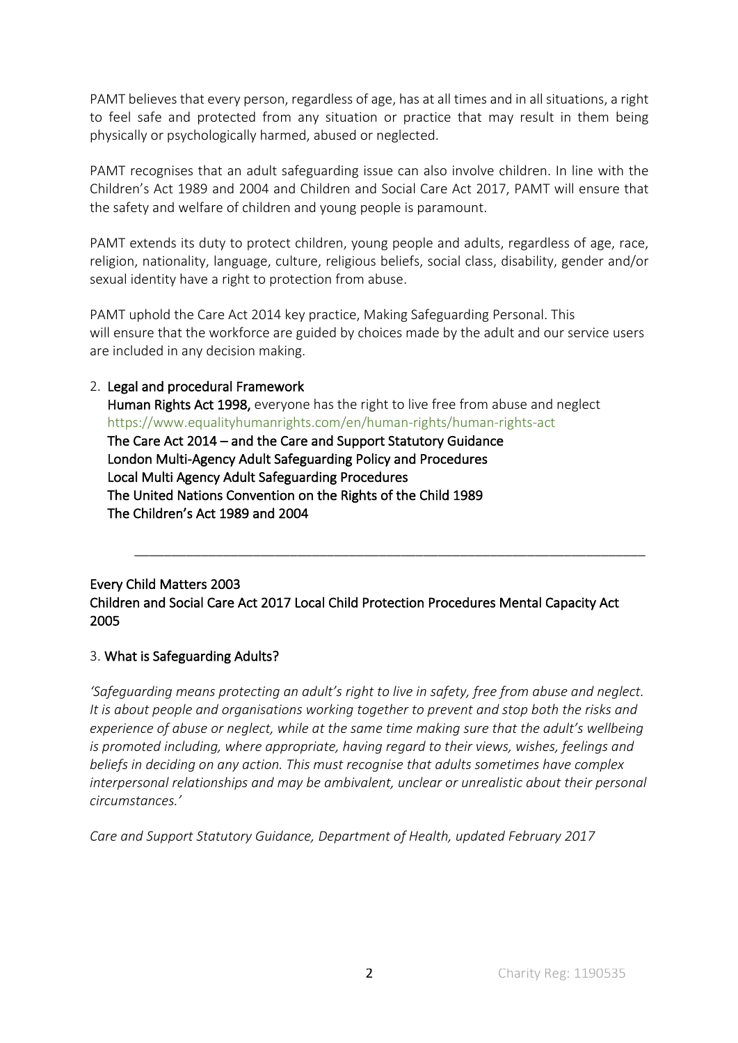PAMT believes that every person, regardless of age, has at all times and in all situations, a right to feel safe and protected from any situation or practice that may result in them being physically or psychologically harmed, abused or neglected.

PAMT recognises that an adult safeguarding issue can also involve children. In line with the Children's Act 1989 and 2004 and Children and Social Care Act 2017, PAMT will ensure that the safety and welfare of children and young people is paramount.

PAMT extends its duty to protect children, young people and adults, regardless of age, race, religion, nationality, language, culture, religious beliefs, social class, disability, gender and/or sexual identity have a right to protection from abuse.

PAMT uphold the Care Act 2014 key practice, Making Safeguarding Personal. This will ensure that the workforce are guided by choices made by the adult and our service users are included in any decision making.

## 2. Legal and procedural Framework

**Human Rights Act 1998,** everyone has the right to live free from abuse and neglect https://www.equalityhumanrights.com/en/human-rights/human-rights-act
**The Care Act 2014 – and the Care and Support Statutory Guidance**
**London Multi-Agency Adult Safeguarding Policy and Procedures**
**Local Multi Agency Adult Safeguarding Procedures**
**The United Nations Convention on the Rights of the Child 1989**
**The Children's Act 1989 and 2004**

---

**Every Child Matters 2003**
**Children and Social Care Act 2017 Local Child Protection Procedures Mental Capacity Act 2005**

## 3. What is Safeguarding Adults?

*'Safeguarding means protecting an adult's right to live in safety, free from abuse and neglect. It is about people and organisations working together to prevent and stop both the risks and experience of abuse or neglect, while at the same time making sure that the adult's wellbeing is promoted including, where appropriate, having regard to their views, wishes, feelings and beliefs in deciding on any action. This must recognise that adults sometimes have complex interpersonal relationships and may be ambivalent, unclear or unrealistic about their personal circumstances.'*

*Care and Support Statutory Guidance, Department of Health, updated February 2017*

Charity Reg: 1190535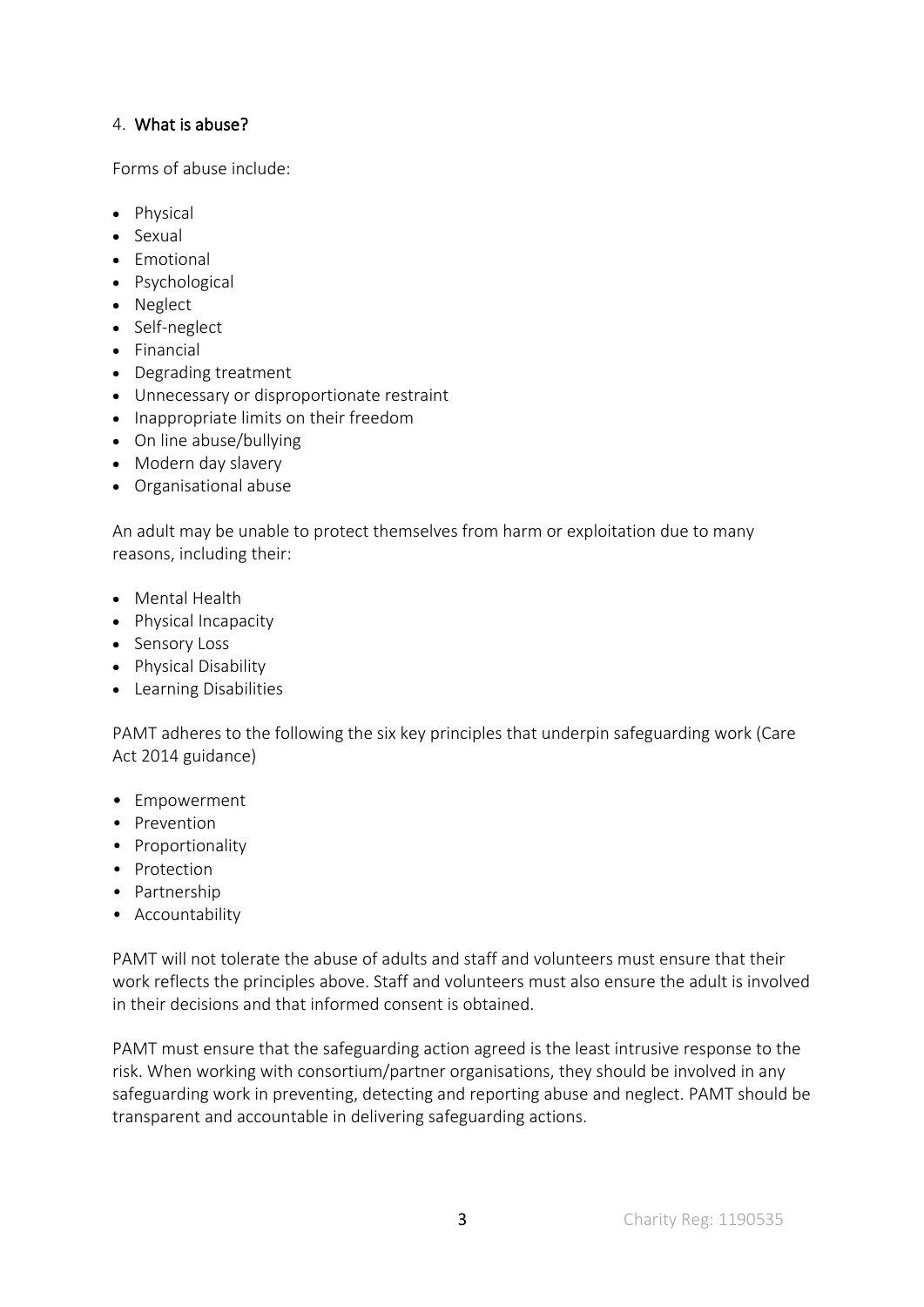## 4. What is abuse?

Forms of abuse include:

- Physical
- Sexual
- Emotional
- Psychological
- Neglect
- Self-neglect
- Financial
- Degrading treatment
- Unnecessary or disproportionate restraint
- Inappropriate limits on their freedom
- On line abuse/bullying
- Modern day slavery
- Organisational abuse

An adult may be unable to protect themselves from harm or exploitation due to many reasons, including their:

- Mental Health
- Physical Incapacity
- Sensory Loss
- Physical Disability
- Learning Disabilities

PAMT adheres to the following the six key principles that underpin safeguarding work (Care Act 2014 guidance)

- Empowerment
- Prevention
- Proportionality
- Protection
- Partnership
- Accountability

PAMT will not tolerate the abuse of adults and staff and volunteers must ensure that their work reflects the principles above. Staff and volunteers must also ensure the adult is involved in their decisions and that informed consent is obtained.

PAMT must ensure that the safeguarding action agreed is the least intrusive response to the risk. When working with consortium/partner organisations, they should be involved in any safeguarding work in preventing, detecting and reporting abuse and neglect. PAMT should be transparent and accountable in delivering safeguarding actions.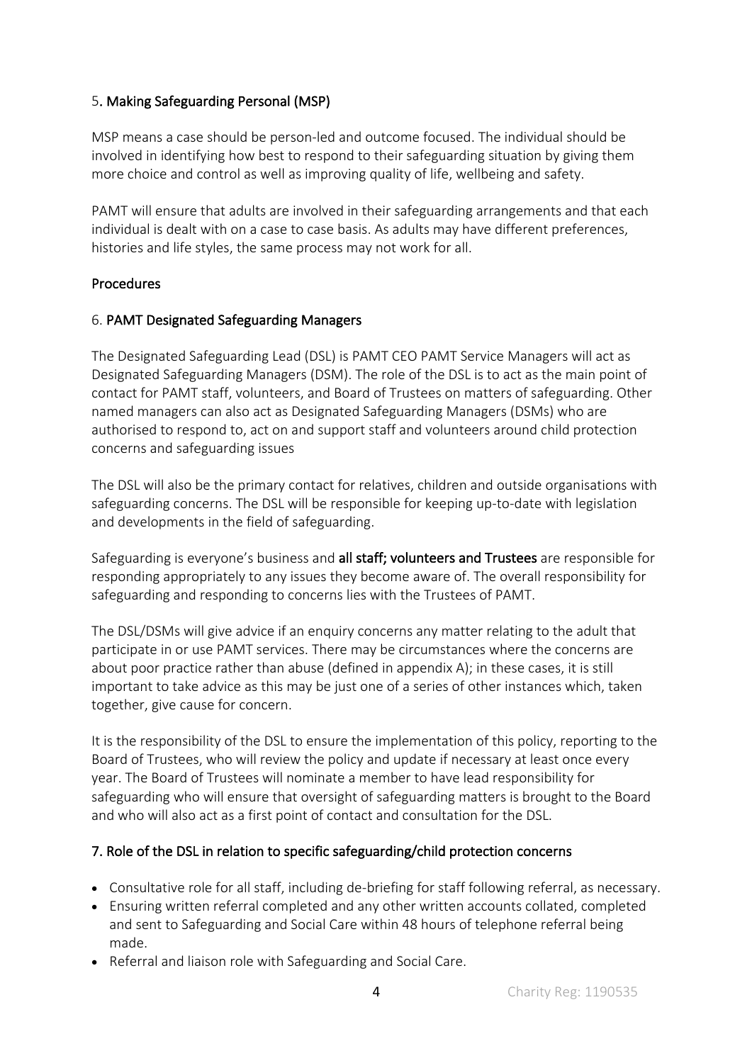## 5. Making Safeguarding Personal (MSP)

MSP means a case should be person-led and outcome focused. The individual should be involved in identifying how best to respond to their safeguarding situation by giving them more choice and control as well as improving quality of life, wellbeing and safety.

PAMT will ensure that adults are involved in their safeguarding arrangements and that each individual is dealt with on a case to case basis. As adults may have different preferences, histories and life styles, the same process may not work for all.

## Procedures

## 6. PAMT Designated Safeguarding Managers

The Designated Safeguarding Lead (DSL) is PAMT CEO PAMT Service Managers will act as Designated Safeguarding Managers (DSM). The role of the DSL is to act as the main point of contact for PAMT staff, volunteers, and Board of Trustees on matters of safeguarding. Other named managers can also act as Designated Safeguarding Managers (DSMs) who are authorised to respond to, act on and support staff and volunteers around child protection concerns and safeguarding issues

The DSL will also be the primary contact for relatives, children and outside organisations with safeguarding concerns. The DSL will be responsible for keeping up-to-date with legislation and developments in the field of safeguarding.

Safeguarding is everyone's business and **all staff; volunteers and Trustees** are responsible for responding appropriately to any issues they become aware of. The overall responsibility for safeguarding and responding to concerns lies with the Trustees of PAMT.

The DSL/DSMs will give advice if an enquiry concerns any matter relating to the adult that participate in or use PAMT services. There may be circumstances where the concerns are about poor practice rather than abuse (defined in appendix A); in these cases, it is still important to take advice as this may be just one of a series of other instances which, taken together, give cause for concern.

It is the responsibility of the DSL to ensure the implementation of this policy, reporting to the Board of Trustees, who will review the policy and update if necessary at least once every year. The Board of Trustees will nominate a member to have lead responsibility for safeguarding who will ensure that oversight of safeguarding matters is brought to the Board and who will also act as a first point of contact and consultation for the DSL.

## 7. Role of the DSL in relation to specific safeguarding/child protection concerns

- Consultative role for all staff, including de-briefing for staff following referral, as necessary.
- Ensuring written referral completed and any other written accounts collated, completed and sent to Safeguarding and Social Care within 48 hours of telephone referral being made.
- Referral and liaison role with Safeguarding and Social Care.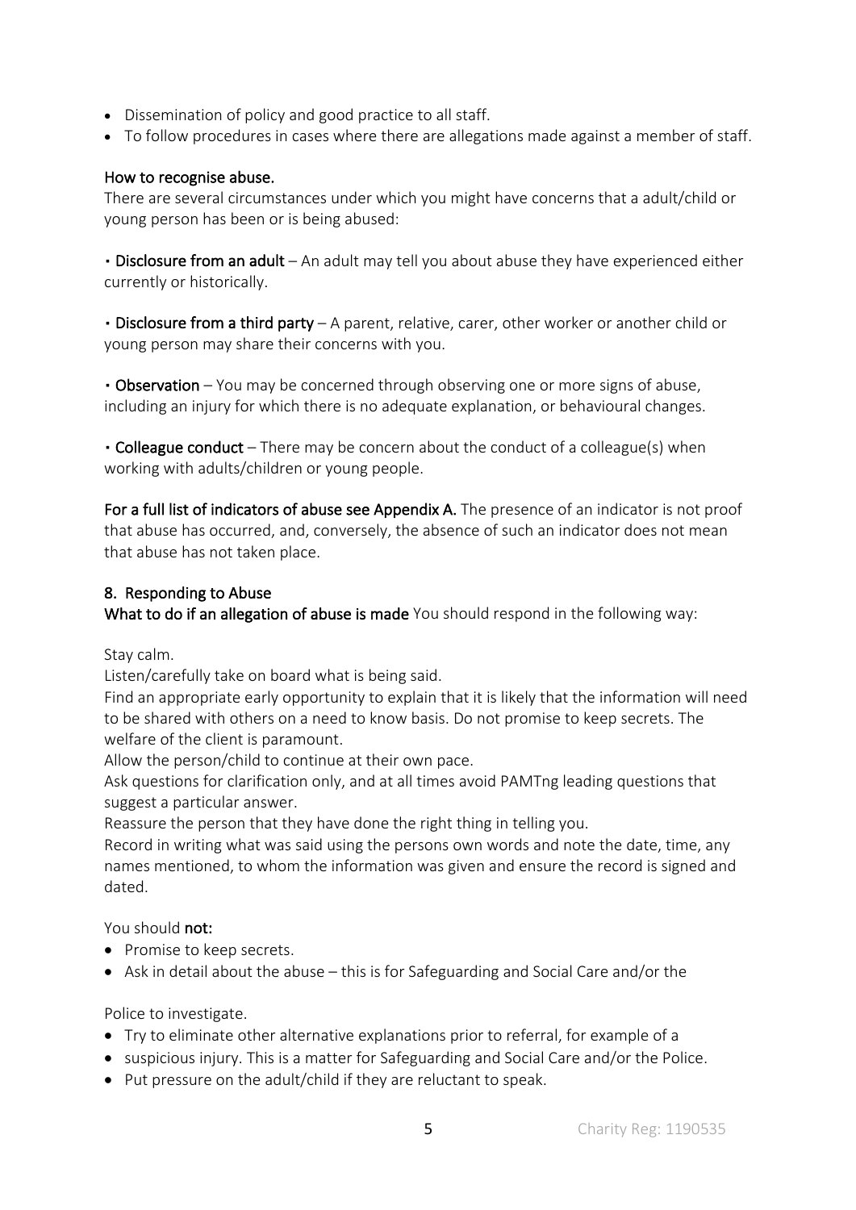- Dissemination of policy and good practice to all staff.
- To follow procedures in cases where there are allegations made against a member of staff.

**How to recognise abuse.**

There are several circumstances under which you might have concerns that a adult/child or young person has been or is being abused:

• **Disclosure from an adult** – An adult may tell you about abuse they have experienced either currently or historically.

• **Disclosure from a third party** – A parent, relative, carer, other worker or another child or young person may share their concerns with you.

• **Observation** – You may be concerned through observing one or more signs of abuse, including an injury for which there is no adequate explanation, or behavioural changes.

• **Colleague conduct** – There may be concern about the conduct of a colleague(s) when working with adults/children or young people.

**For a full list of indicators of abuse see Appendix A.** The presence of an indicator is not proof that abuse has occurred, and, conversely, the absence of such an indicator does not mean that abuse has not taken place.

## 8. Responding to Abuse

**What to do if an allegation of abuse is made** You should respond in the following way:

Stay calm.

Listen/carefully take on board what is being said.

Find an appropriate early opportunity to explain that it is likely that the information will need to be shared with others on a need to know basis. Do not promise to keep secrets. The welfare of the client is paramount.

Allow the person/child to continue at their own pace.

Ask questions for clarification only, and at all times avoid PAMTng leading questions that suggest a particular answer.

Reassure the person that they have done the right thing in telling you.

Record in writing what was said using the persons own words and note the date, time, any names mentioned, to whom the information was given and ensure the record is signed and dated.

You should **not:**

- Promise to keep secrets.
- Ask in detail about the abuse – this is for Safeguarding and Social Care and/or the

Police to investigate.

- Try to eliminate other alternative explanations prior to referral, for example of a
- suspicious injury. This is a matter for Safeguarding and Social Care and/or the Police.
- Put pressure on the adult/child if they are reluctant to speak.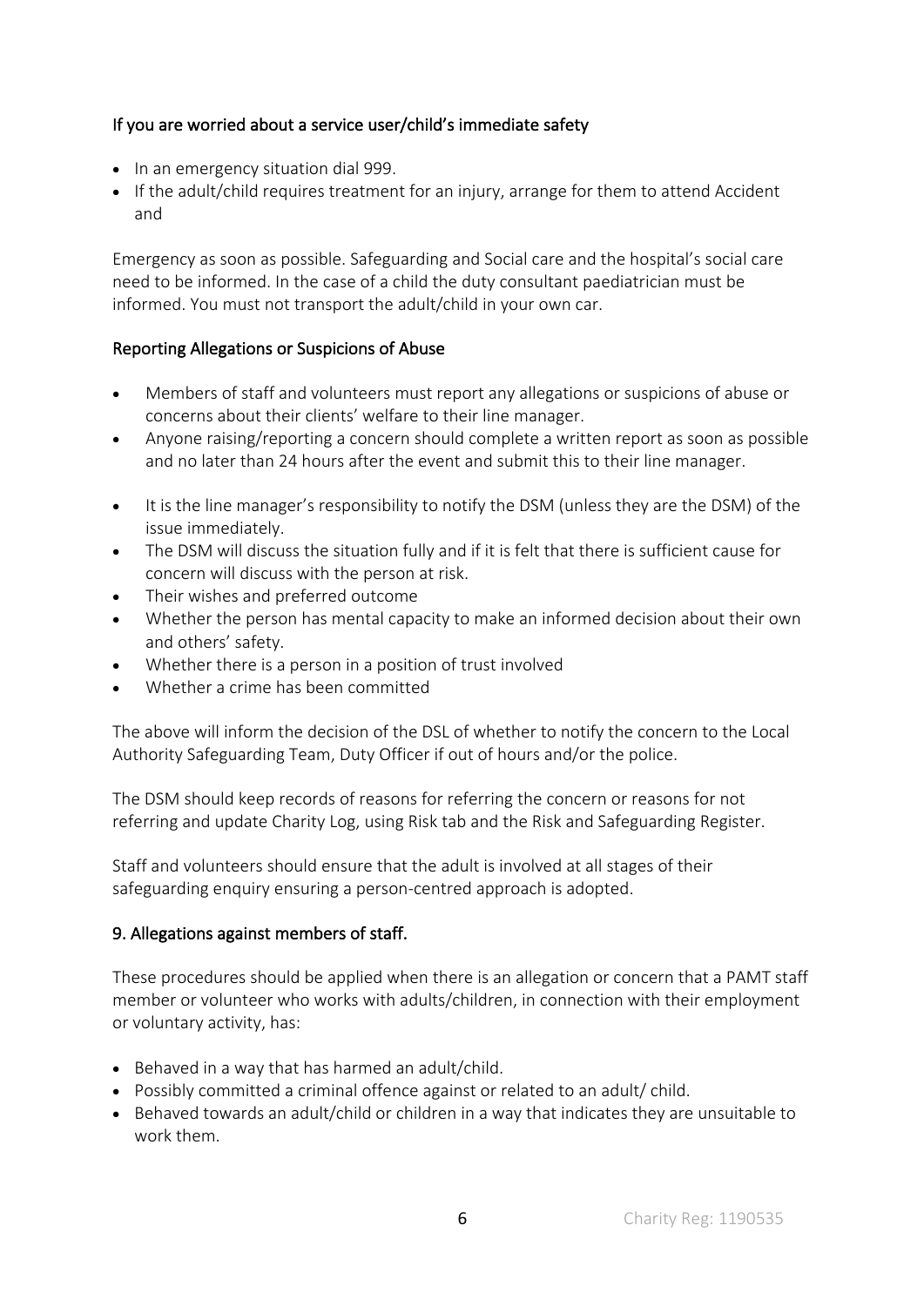### If you are worried about a service user/child's immediate safety

- In an emergency situation dial 999.
- If the adult/child requires treatment for an injury, arrange for them to attend Accident and

Emergency as soon as possible. Safeguarding and Social care and the hospital's social care need to be informed. In the case of a child the duty consultant paediatrician must be informed. You must not transport the adult/child in your own car.

### Reporting Allegations or Suspicions of Abuse

- Members of staff and volunteers must report any allegations or suspicions of abuse or concerns about their clients' welfare to their line manager.
- Anyone raising/reporting a concern should complete a written report as soon as possible and no later than 24 hours after the event and submit this to their line manager.
- It is the line manager's responsibility to notify the DSM (unless they are the DSM) of the issue immediately.
- The DSM will discuss the situation fully and if it is felt that there is sufficient cause for concern will discuss with the person at risk.
- Their wishes and preferred outcome
- Whether the person has mental capacity to make an informed decision about their own and others' safety.
- Whether there is a person in a position of trust involved
- Whether a crime has been committed

The above will inform the decision of the DSL of whether to notify the concern to the Local Authority Safeguarding Team, Duty Officer if out of hours and/or the police.

The DSM should keep records of reasons for referring the concern or reasons for not referring and update Charity Log, using Risk tab and the Risk and Safeguarding Register.

Staff and volunteers should ensure that the adult is involved at all stages of their safeguarding enquiry ensuring a person-centred approach is adopted.

## 9. Allegations against members of staff.

These procedures should be applied when there is an allegation or concern that a PAMT staff member or volunteer who works with adults/children, in connection with their employment or voluntary activity, has:

- Behaved in a way that has harmed an adult/child.
- Possibly committed a criminal offence against or related to an adult/ child.
- Behaved towards an adult/child or children in a way that indicates they are unsuitable to work them.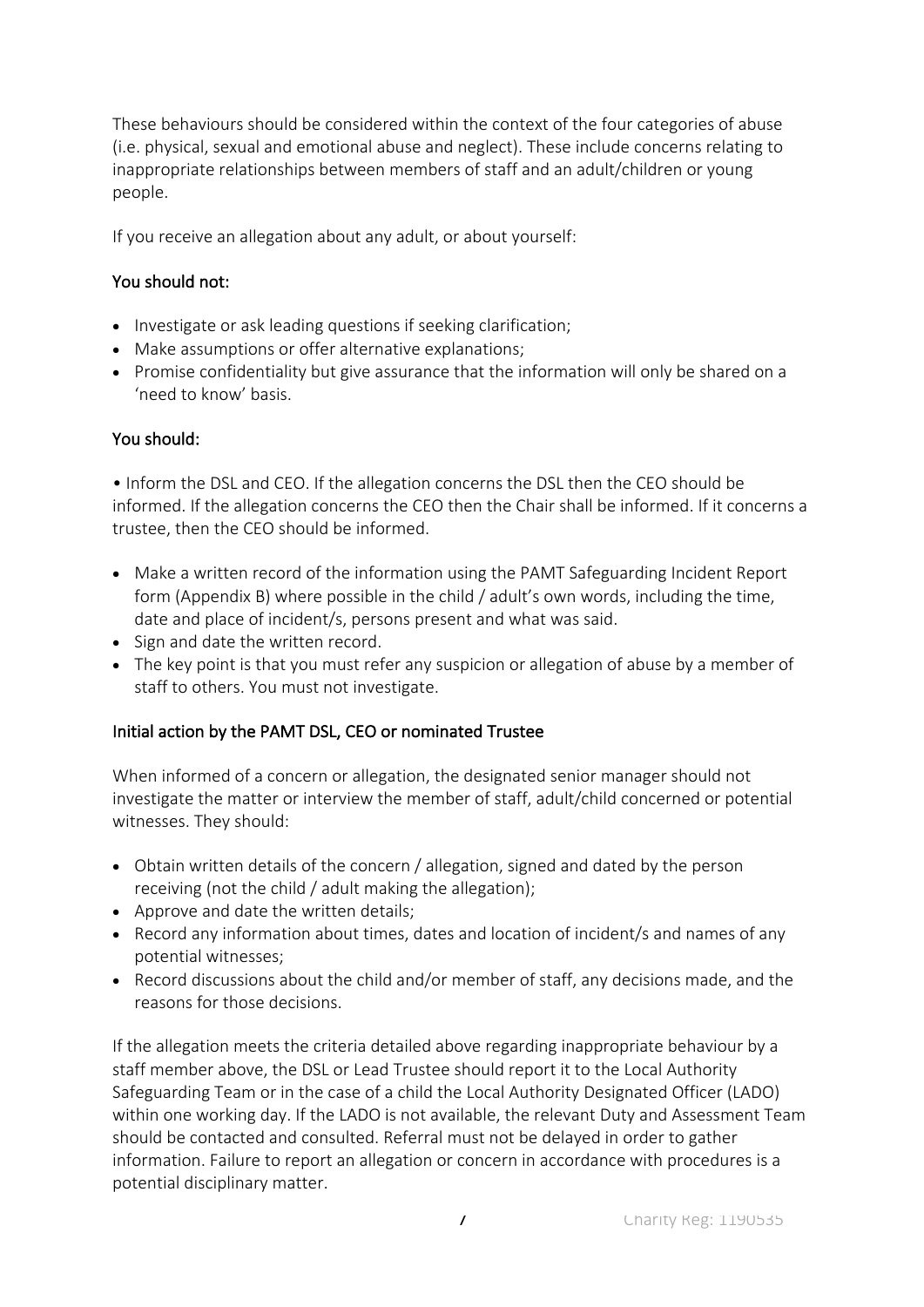These behaviours should be considered within the context of the four categories of abuse (i.e. physical, sexual and emotional abuse and neglect). These include concerns relating to inappropriate relationships between members of staff and an adult/children or young people.

If you receive an allegation about any adult, or about yourself:

### You should not:

- Investigate or ask leading questions if seeking clarification;
- Make assumptions or offer alternative explanations;
- Promise confidentiality but give assurance that the information will only be shared on a 'need to know' basis.

### You should:

• Inform the DSL and CEO. If the allegation concerns the DSL then the CEO should be informed. If the allegation concerns the CEO then the Chair shall be informed. If it concerns a trustee, then the CEO should be informed.

- Make a written record of the information using the PAMT Safeguarding Incident Report form (Appendix B) where possible in the child / adult's own words, including the time, date and place of incident/s, persons present and what was said.
- Sign and date the written record.
- The key point is that you must refer any suspicion or allegation of abuse by a member of staff to others. You must not investigate.

### Initial action by the PAMT DSL, CEO or nominated Trustee

When informed of a concern or allegation, the designated senior manager should not investigate the matter or interview the member of staff, adult/child concerned or potential witnesses. They should:

- Obtain written details of the concern / allegation, signed and dated by the person receiving (not the child / adult making the allegation);
- Approve and date the written details;
- Record any information about times, dates and location of incident/s and names of any potential witnesses;
- Record discussions about the child and/or member of staff, any decisions made, and the reasons for those decisions.

If the allegation meets the criteria detailed above regarding inappropriate behaviour by a staff member above, the DSL or Lead Trustee should report it to the Local Authority Safeguarding Team or in the case of a child the Local Authority Designated Officer (LADO) within one working day. If the LADO is not available, the relevant Duty and Assessment Team should be contacted and consulted. Referral must not be delayed in order to gather information. Failure to report an allegation or concern in accordance with procedures is a potential disciplinary matter.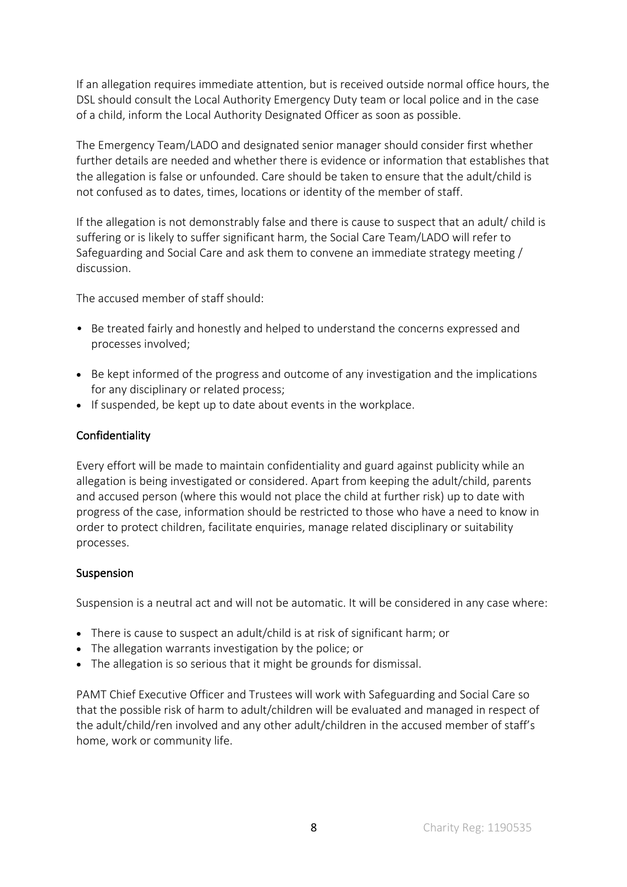If an allegation requires immediate attention, but is received outside normal office hours, the DSL should consult the Local Authority Emergency Duty team or local police and in the case of a child, inform the Local Authority Designated Officer as soon as possible.

The Emergency Team/LADO and designated senior manager should consider first whether further details are needed and whether there is evidence or information that establishes that the allegation is false or unfounded. Care should be taken to ensure that the adult/child is not confused as to dates, times, locations or identity of the member of staff.

If the allegation is not demonstrably false and there is cause to suspect that an adult/ child is suffering or is likely to suffer significant harm, the Social Care Team/LADO will refer to Safeguarding and Social Care and ask them to convene an immediate strategy meeting / discussion.

The accused member of staff should:

- Be treated fairly and honestly and helped to understand the concerns expressed and processes involved;
- Be kept informed of the progress and outcome of any investigation and the implications for any disciplinary or related process;
- If suspended, be kept up to date about events in the workplace.

### Confidentiality

Every effort will be made to maintain confidentiality and guard against publicity while an allegation is being investigated or considered. Apart from keeping the adult/child, parents and accused person (where this would not place the child at further risk) up to date with progress of the case, information should be restricted to those who have a need to know in order to protect children, facilitate enquiries, manage related disciplinary or suitability processes.

### Suspension

Suspension is a neutral act and will not be automatic. It will be considered in any case where:

- There is cause to suspect an adult/child is at risk of significant harm; or
- The allegation warrants investigation by the police; or
- The allegation is so serious that it might be grounds for dismissal.

PAMT Chief Executive Officer and Trustees will work with Safeguarding and Social Care so that the possible risk of harm to adult/children will be evaluated and managed in respect of the adult/child/ren involved and any other adult/children in the accused member of staff's home, work or community life.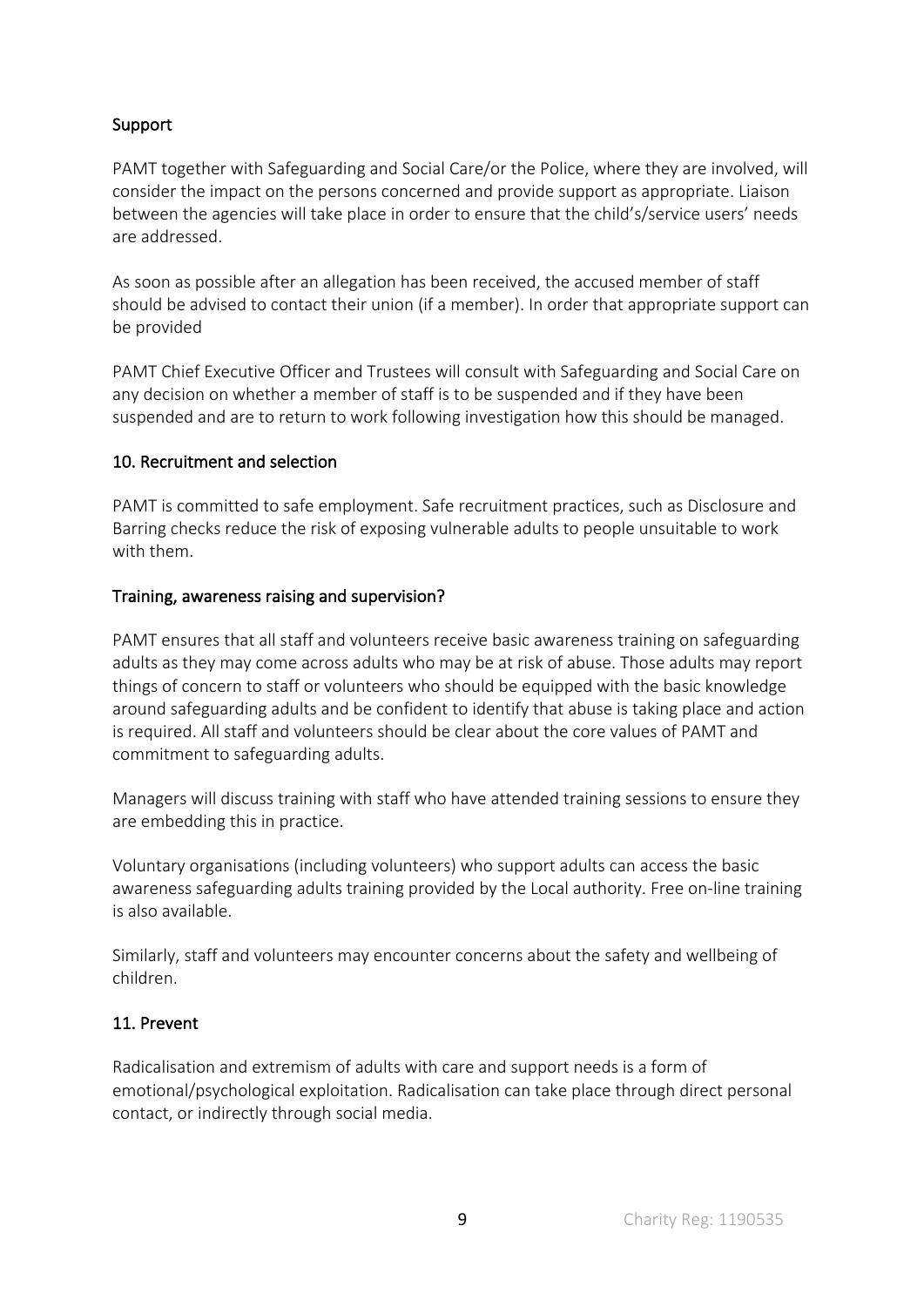## Support

PAMT together with Safeguarding and Social Care/or the Police, where they are involved, will consider the impact on the persons concerned and provide support as appropriate. Liaison between the agencies will take place in order to ensure that the child's/service users' needs are addressed.

As soon as possible after an allegation has been received, the accused member of staff should be advised to contact their union (if a member). In order that appropriate support can be provided

PAMT Chief Executive Officer and Trustees will consult with Safeguarding and Social Care on any decision on whether a member of staff is to be suspended and if they have been suspended and are to return to work following investigation how this should be managed.

## 10. Recruitment and selection

PAMT is committed to safe employment. Safe recruitment practices, such as Disclosure and Barring checks reduce the risk of exposing vulnerable adults to people unsuitable to work with them.

## Training, awareness raising and supervision?

PAMT ensures that all staff and volunteers receive basic awareness training on safeguarding adults as they may come across adults who may be at risk of abuse. Those adults may report things of concern to staff or volunteers who should be equipped with the basic knowledge around safeguarding adults and be confident to identify that abuse is taking place and action is required. All staff and volunteers should be clear about the core values of PAMT and commitment to safeguarding adults.

Managers will discuss training with staff who have attended training sessions to ensure they are embedding this in practice.

Voluntary organisations (including volunteers) who support adults can access the basic awareness safeguarding adults training provided by the Local authority. Free on-line training is also available.

Similarly, staff and volunteers may encounter concerns about the safety and wellbeing of children.

## 11. Prevent

Radicalisation and extremism of adults with care and support needs is a form of emotional/psychological exploitation. Radicalisation can take place through direct personal contact, or indirectly through social media.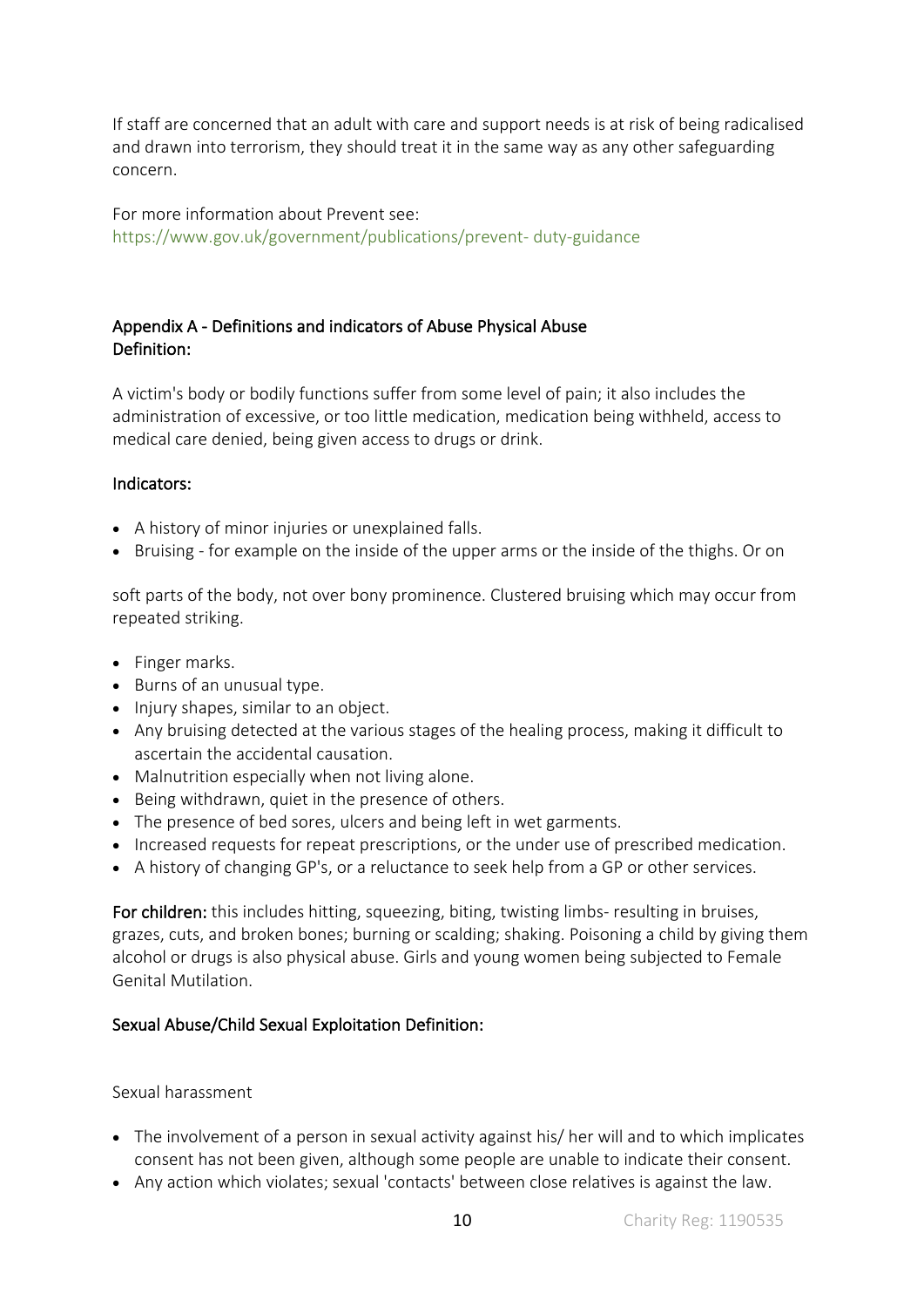If staff are concerned that an adult with care and support needs is at risk of being radicalised and drawn into terrorism, they should treat it in the same way as any other safeguarding concern.

For more information about Prevent see:
https://www.gov.uk/government/publications/prevent- duty-guidance

## Appendix A - Definitions and indicators of Abuse Physical Abuse

### Definition:

A victim's body or bodily functions suffer from some level of pain; it also includes the administration of excessive, or too little medication, medication being withheld, access to medical care denied, being given access to drugs or drink.

### Indicators:

- A history of minor injuries or unexplained falls.
- Bruising - for example on the inside of the upper arms or the inside of the thighs. Or on

soft parts of the body, not over bony prominence. Clustered bruising which may occur from repeated striking.

- Finger marks.
- Burns of an unusual type.
- Injury shapes, similar to an object.
- Any bruising detected at the various stages of the healing process, making it difficult to ascertain the accidental causation.
- Malnutrition especially when not living alone.
- Being withdrawn, quiet in the presence of others.
- The presence of bed sores, ulcers and being left in wet garments.
- Increased requests for repeat prescriptions, or the under use of prescribed medication.
- A history of changing GP's, or a reluctance to seek help from a GP or other services.

**For children:** this includes hitting, squeezing, biting, twisting limbs- resulting in bruises, grazes, cuts, and broken bones; burning or scalding; shaking. Poisoning a child by giving them alcohol or drugs is also physical abuse. Girls and young women being subjected to Female Genital Mutilation.

### Sexual Abuse/Child Sexual Exploitation Definition:

Sexual harassment

- The involvement of a person in sexual activity against his/ her will and to which implicates consent has not been given, although some people are unable to indicate their consent.
- Any action which violates; sexual 'contacts' between close relatives is against the law.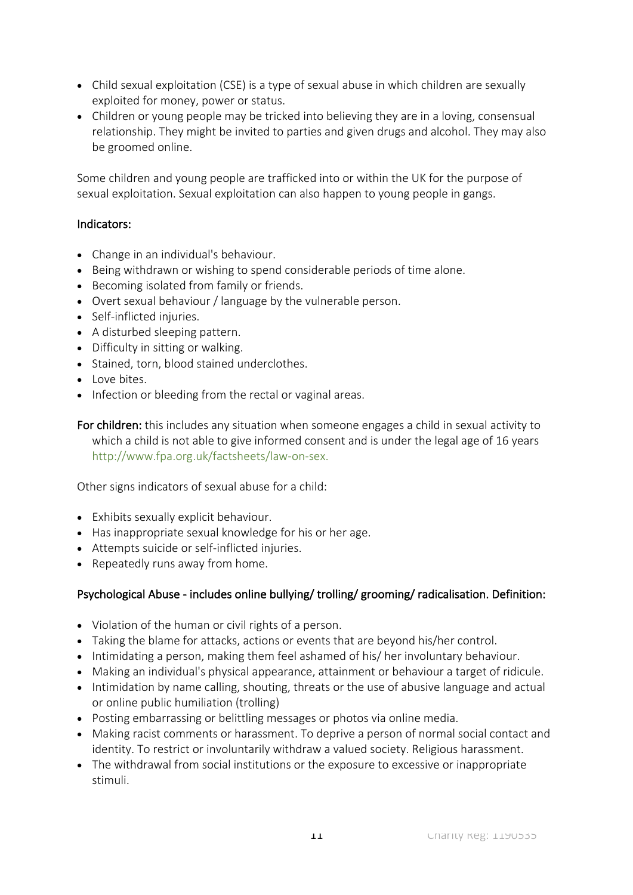- Child sexual exploitation (CSE) is a type of sexual abuse in which children are sexually exploited for money, power or status.
- Children or young people may be tricked into believing they are in a loving, consensual relationship. They might be invited to parties and given drugs and alcohol. They may also be groomed online.

Some children and young people are trafficked into or within the UK for the purpose of sexual exploitation. Sexual exploitation can also happen to young people in gangs.

Indicators:

- Change in an individual's behaviour.
- Being withdrawn or wishing to spend considerable periods of time alone.
- Becoming isolated from family or friends.
- Overt sexual behaviour / language by the vulnerable person.
- Self-inflicted injuries.
- A disturbed sleeping pattern.
- Difficulty in sitting or walking.
- Stained, torn, blood stained underclothes.
- Love bites.
- Infection or bleeding from the rectal or vaginal areas.

**For children:** this includes any situation when someone engages a child in sexual activity to which a child is not able to give informed consent and is under the legal age of 16 years http://www.fpa.org.uk/factsheets/law-on-sex.

Other signs indicators of sexual abuse for a child:

- Exhibits sexually explicit behaviour.
- Has inappropriate sexual knowledge for his or her age.
- Attempts suicide or self-inflicted injuries.
- Repeatedly runs away from home.

Psychological Abuse - includes online bullying/ trolling/ grooming/ radicalisation. Definition:

- Violation of the human or civil rights of a person.
- Taking the blame for attacks, actions or events that are beyond his/her control.
- Intimidating a person, making them feel ashamed of his/ her involuntary behaviour.
- Making an individual's physical appearance, attainment or behaviour a target of ridicule.
- Intimidation by name calling, shouting, threats or the use of abusive language and actual or online public humiliation (trolling)
- Posting embarrassing or belittling messages or photos via online media.
- Making racist comments or harassment. To deprive a person of normal social contact and identity. To restrict or involuntarily withdraw a valued society. Religious harassment.
- The withdrawal from social institutions or the exposure to excessive or inappropriate stimuli.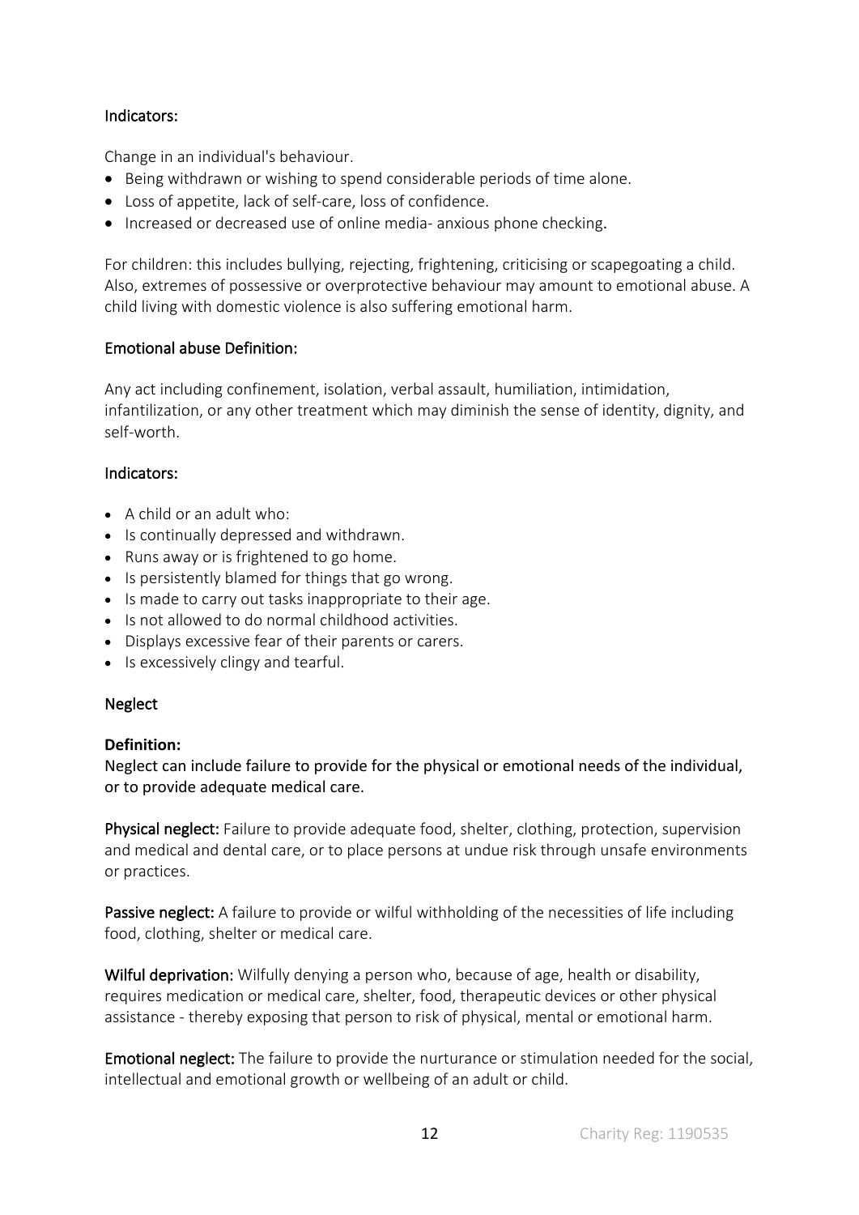### Indicators:

Change in an individual's behaviour.

- Being withdrawn or wishing to spend considerable periods of time alone.
- Loss of appetite, lack of self-care, loss of confidence.
- Increased or decreased use of online media- anxious phone checking.

For children: this includes bullying, rejecting, frightening, criticising or scapegoating a child. Also, extremes of possessive or overprotective behaviour may amount to emotional abuse. A child living with domestic violence is also suffering emotional harm.

### Emotional abuse Definition:

Any act including confinement, isolation, verbal assault, humiliation, intimidation, infantilization, or any other treatment which may diminish the sense of identity, dignity, and self-worth.

### Indicators:

- A child or an adult who:
- Is continually depressed and withdrawn.
- Runs away or is frightened to go home.
- Is persistently blamed for things that go wrong.
- Is made to carry out tasks inappropriate to their age.
- Is not allowed to do normal childhood activities.
- Displays excessive fear of their parents or carers.
- Is excessively clingy and tearful.

### Neglect

**Definition:**

Neglect can include failure to provide for the physical or emotional needs of the individual, or to provide adequate medical care.

**Physical neglect:** Failure to provide adequate food, shelter, clothing, protection, supervision and medical and dental care, or to place persons at undue risk through unsafe environments or practices.

**Passive neglect:** A failure to provide or wilful withholding of the necessities of life including food, clothing, shelter or medical care.

**Wilful deprivation:** Wilfully denying a person who, because of age, health or disability, requires medication or medical care, shelter, food, therapeutic devices or other physical assistance - thereby exposing that person to risk of physical, mental or emotional harm.

**Emotional neglect:** The failure to provide the nurturance or stimulation needed for the social, intellectual and emotional growth or wellbeing of an adult or child.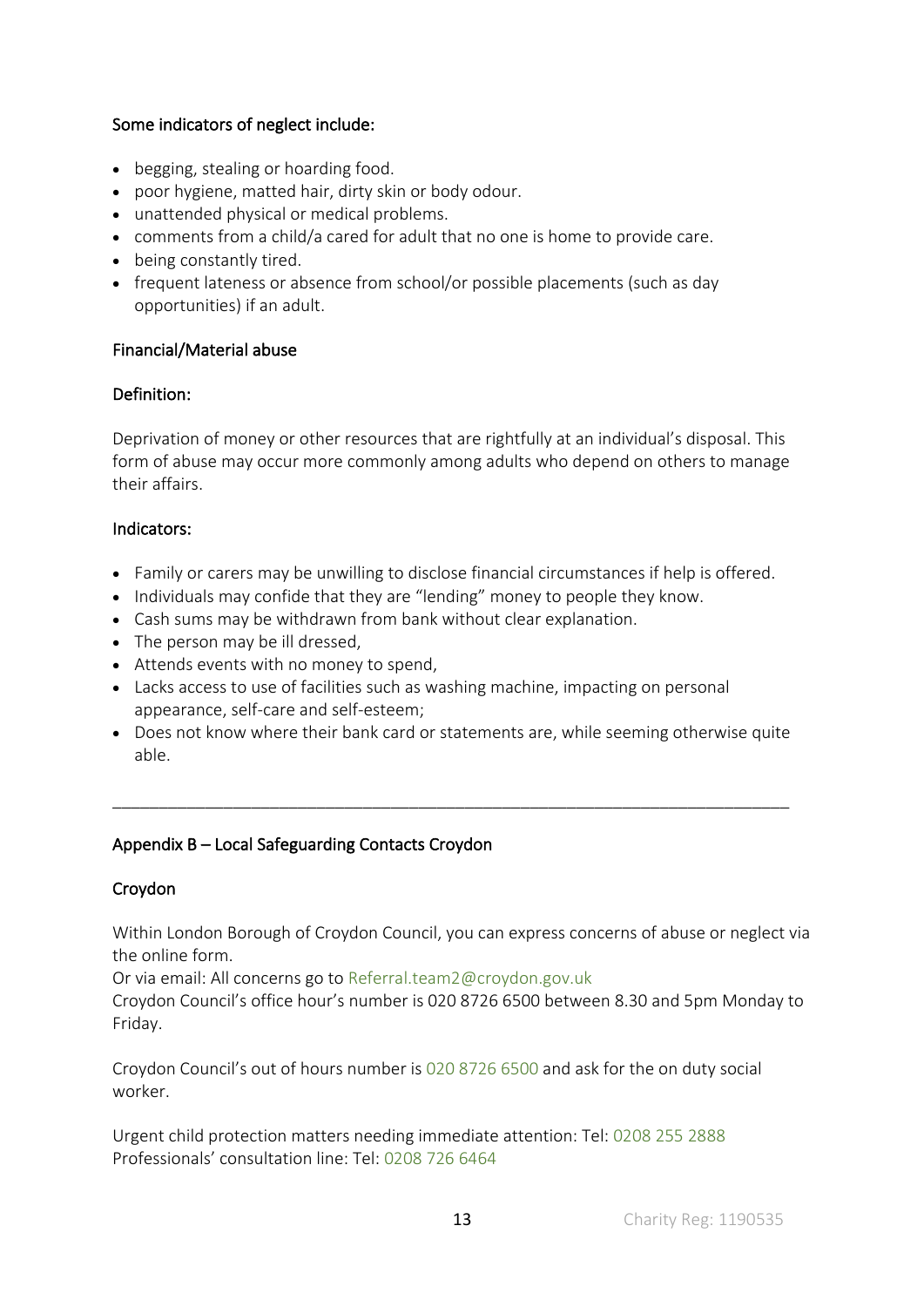### Some indicators of neglect include:

- begging, stealing or hoarding food.
- poor hygiene, matted hair, dirty skin or body odour.
- unattended physical or medical problems.
- comments from a child/a cared for adult that no one is home to provide care.
- being constantly tired.
- frequent lateness or absence from school/or possible placements (such as day opportunities) if an adult.

### Financial/Material abuse

### Definition:

Deprivation of money or other resources that are rightfully at an individual's disposal. This form of abuse may occur more commonly among adults who depend on others to manage their affairs.

### Indicators:

- Family or carers may be unwilling to disclose financial circumstances if help is offered.
- Individuals may confide that they are "lending" money to people they know.
- Cash sums may be withdrawn from bank without clear explanation.
- The person may be ill dressed,
- Attends events with no money to spend,
- Lacks access to use of facilities such as washing machine, impacting on personal appearance, self-care and self-esteem;
- Does not know where their bank card or statements are, while seeming otherwise quite able.

---

## Appendix B – Local Safeguarding Contacts Croydon

### Croydon

Within London Borough of Croydon Council, you can express concerns of abuse or neglect via the online form.
Or via email: All concerns go to Referral.team2@croydon.gov.uk
Croydon Council's office hour's number is 020 8726 6500 between 8.30 and 5pm Monday to Friday.

Croydon Council's out of hours number is 020 8726 6500 and ask for the on duty social worker.

Urgent child protection matters needing immediate attention: Tel: 0208 255 2888
Professionals' consultation line: Tel: 0208 726 6464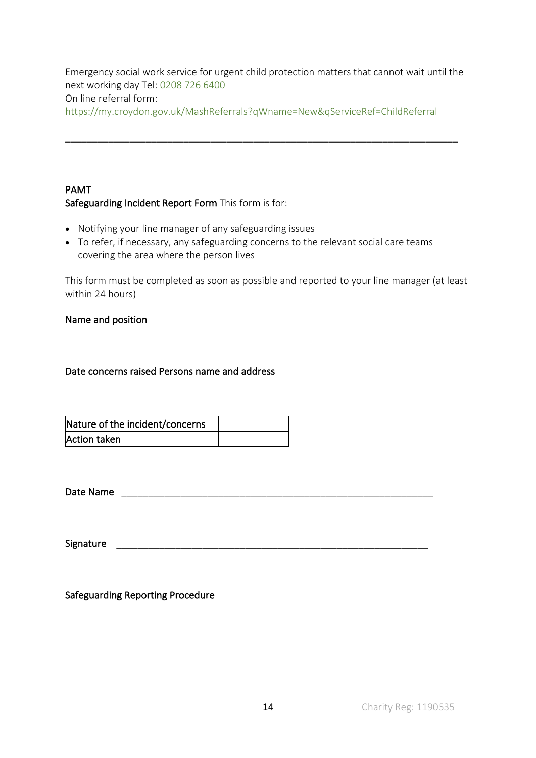Emergency social work service for urgent child protection matters that cannot wait until the next working day Tel: 0208 726 6400
On line referral form:
https://my.croydon.gov.uk/MashReferrals?qWname=New&qServiceRef=ChildReferral

---

**PAMT**
**Safeguarding Incident Report Form** This form is for:

- Notifying your line manager of any safeguarding issues
- To refer, if necessary, any safeguarding concerns to the relevant social care teams covering the area where the person lives

This form must be completed as soon as possible and reported to your line manager (at least within 24 hours)

**Name and position**

**Date concerns raised Persons name and address**

| Nature of the incident/concerns | |
|---|---|
| Action taken | |

**Date Name** ____________________________________________________________

**Signature** ____________________________________________________________

**Safeguarding Reporting Procedure**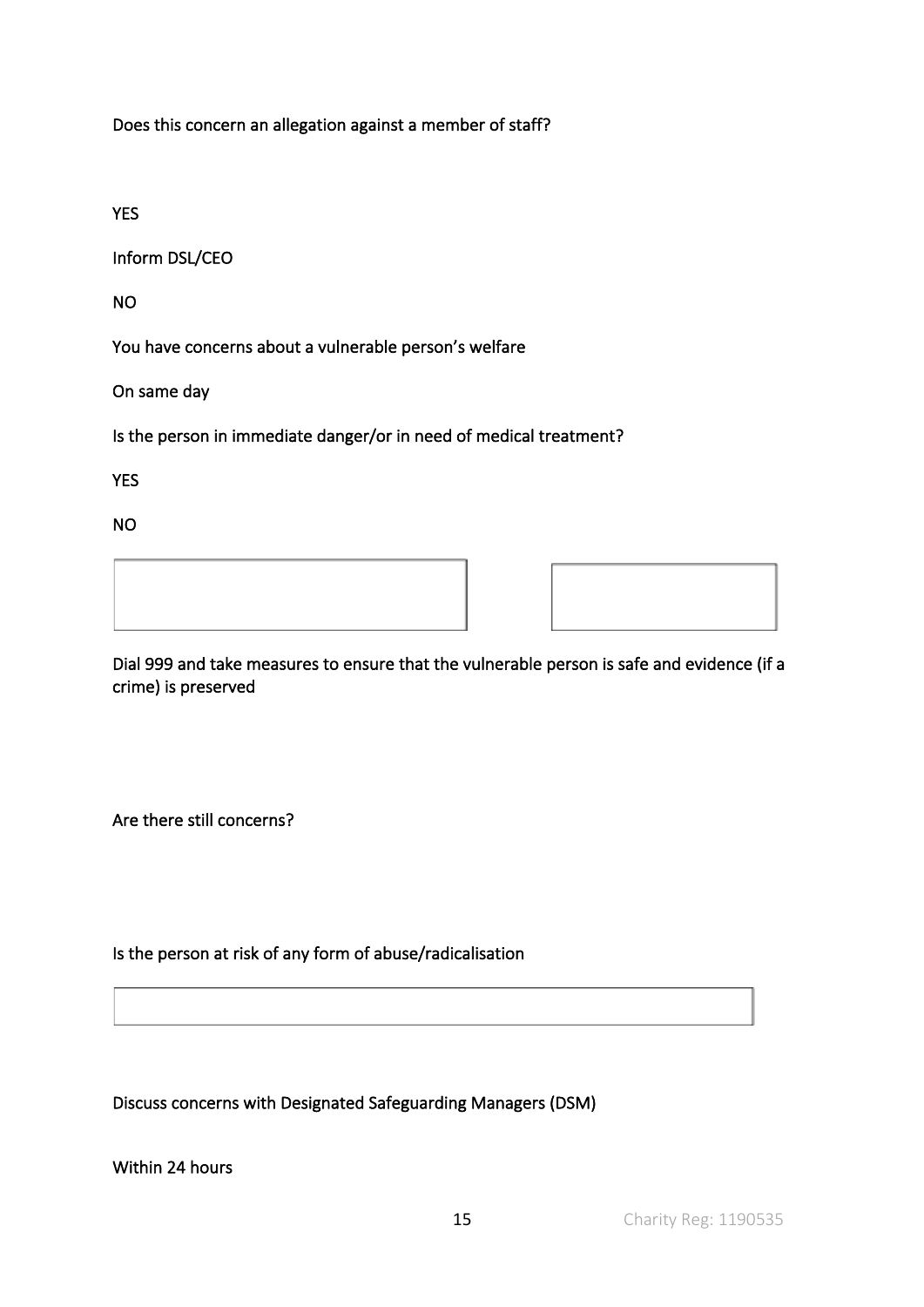Does this concern an allegation against a member of staff?

YES

Inform DSL/CEO

NO

You have concerns about a vulnerable person's welfare

On same day

Is the person in immediate danger/or in need of medical treatment?

YES

NO

Dial 999 and take measures to ensure that the vulnerable person is safe and evidence (if a crime) is preserved

Are there still concerns?

Is the person at risk of any form of abuse/radicalisation

Discuss concerns with Designated Safeguarding Managers (DSM)

Within 24 hours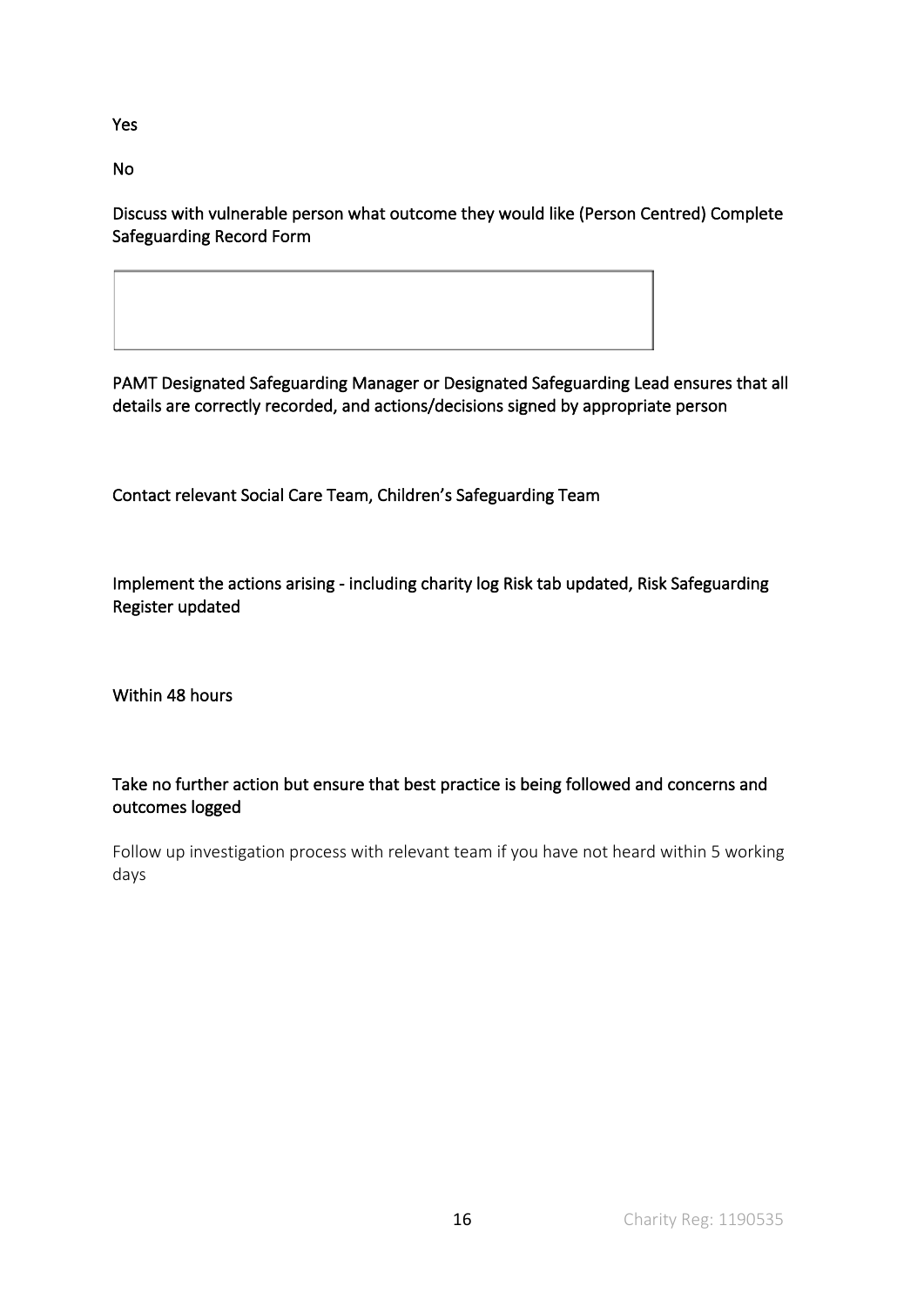Yes

No

Discuss with vulnerable person what outcome they would like (Person Centred) Complete Safeguarding Record Form

PAMT Designated Safeguarding Manager or Designated Safeguarding Lead ensures that all details are correctly recorded, and actions/decisions signed by appropriate person

Contact relevant Social Care Team, Children's Safeguarding Team

Implement the actions arising - including charity log Risk tab updated, Risk Safeguarding Register updated

Within 48 hours

Take no further action but ensure that best practice is being followed and concerns and outcomes logged

Follow up investigation process with relevant team if you have not heard within 5 working days